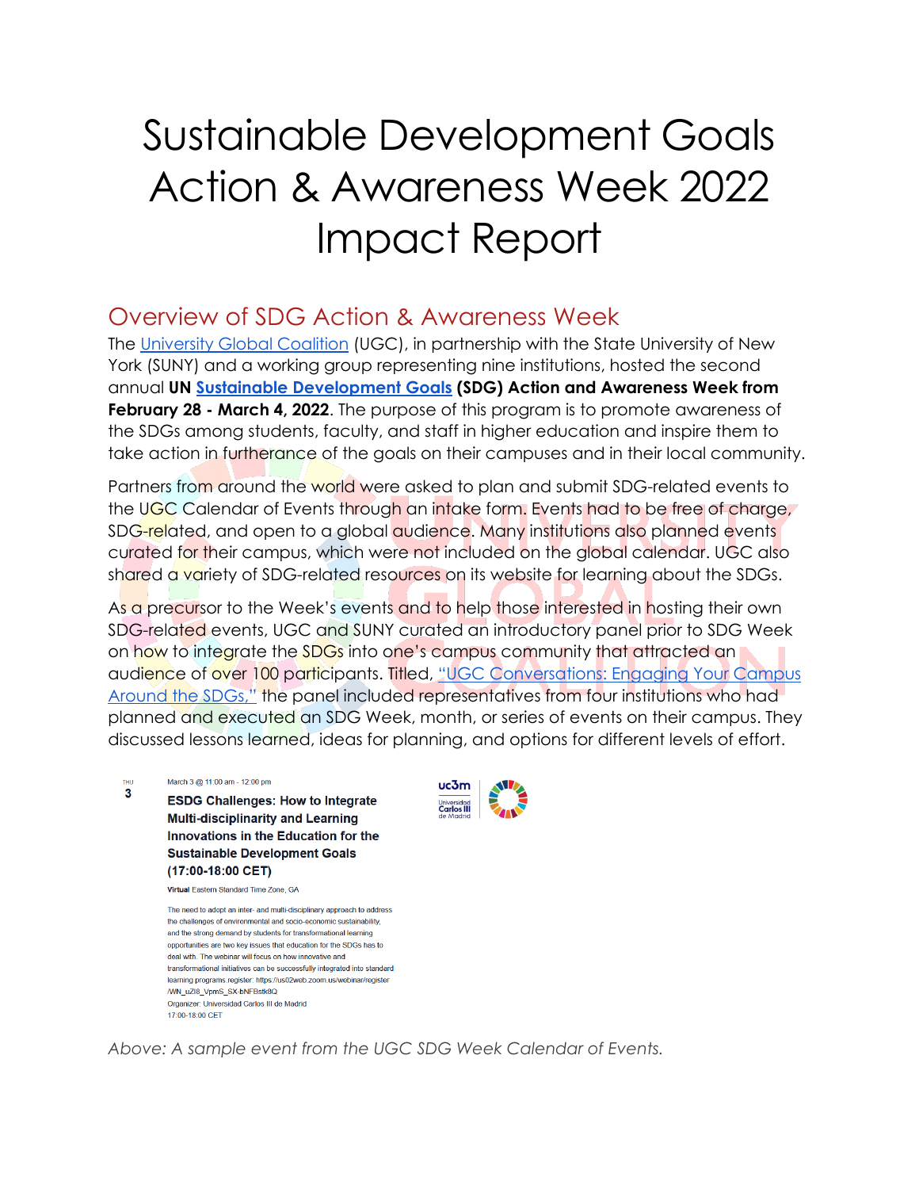# Sustainable Development Goals Action & Awareness Week 2022 Impact Report

## Overview of SDG Action & Awareness Week

The University Global Coalition (UGC), in partnership with the State University of New York (SUNY) and a working group representing nine institutions, hosted the second annual **UN Sustainable Development Goals (SDG) Action and Awareness Week from February 28 - March 4, 2022**. The purpose of this program is to promote awareness of the SDGs among students, faculty, and staff in higher education and inspire them to take action in furtherance of the goals on their campuses and in their local community.

Partners from around the world were asked to plan and submit SDG-related events to the UGC Calendar of Events through an intake form. Events had to be free of charge, SDG-related, and open to a global audience. Many institutions also planned events curated for their campus, which were not included on the global calendar. UGC also shared a variety of SDG-related resources on its website for learning about the SDGs.

As a precursor to the Week's events and to help those interested in hosting their own SDG-related events, UGC and SUNY curated an introductory panel prior to SDG Week on how to integrate the SDGs into one's campus community that attracted an audience of over 100 participants. Titled, "UGC Conversations: Engaging Your Campus Around the SDGs," the panel included representatives from four institutions who had planned and executed an SDG Week, month, or series of events on their campus. They discussed lessons learned, ideas for planning, and options for different levels of effort.

THU
3

March 3 @ 11:00 am - 12:00 pm

**ESDG Challenges: How to Integrate Multi-disciplinarity and Learning Innovations in the Education for the Sustainable Development Goals (17:00-18:00 CET)**

**Virtual** Eastern Standard Time Zone, GA

The need to adopt an inter- and multi-disciplinary approach to address the challenges of environmental and socio-economic sustainability, and the strong demand by students for transformational learning opportunities are two key issues that education for the SDGs has to deal with. The webinar will focus on how innovative and transformational initiatives can be successfully integrated into standard learning programs.register: https://us02web.zoom.us/webinar/register/WN_uZI8_VpmS_SX-bNFBstk8Q
Organizer: Universidad Carlos III de Madrid
17:00-18:00 CET

uc3m Universidad Carlos III de Madrid

*Above: A sample event from the UGC SDG Week Calendar of Events.*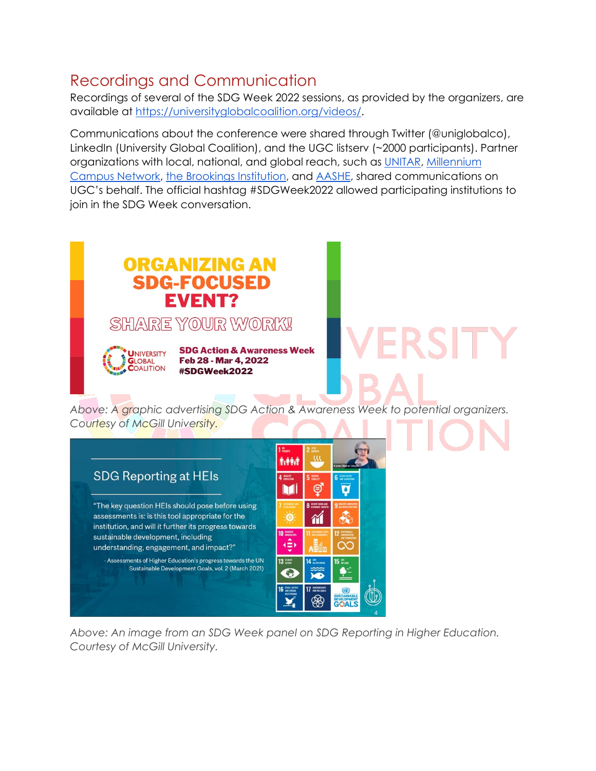## Recordings and Communication

Recordings of several of the SDG Week 2022 sessions, as provided by the organizers, are available at https://universityglobalcoalition.org/videos/.

Communications about the conference were shared through Twitter (@uniglobalco), LinkedIn (University Global Coalition), and the UGC listserv (~2000 participants). Partner organizations with local, national, and global reach, such as UNITAR, Millennium Campus Network, the Brookings Institution, and AASHE, shared communications on UGC's behalf. The official hashtag #SDGWeek2022 allowed participating institutions to join in the SDG Week conversation.

*Above: A graphic advertising SDG Action & Awareness Week to potential organizers. Courtesy of McGill University.*

*Above: An image from an SDG Week panel on SDG Reporting in Higher Education. Courtesy of McGill University.*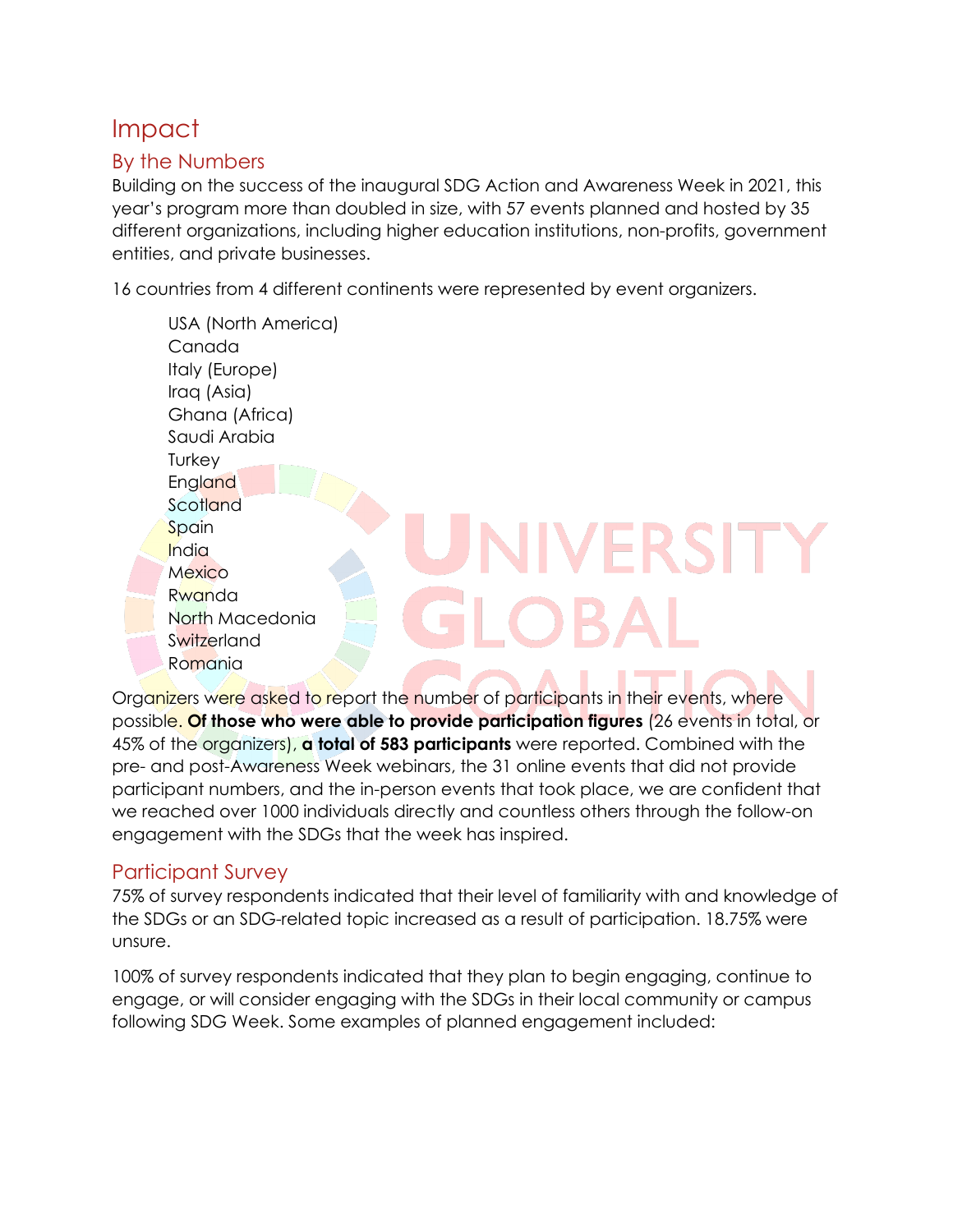# Impact

## By the Numbers

Building on the success of the inaugural SDG Action and Awareness Week in 2021, this year's program more than doubled in size, with 57 events planned and hosted by 35 different organizations, including higher education institutions, non-profits, government entities, and private businesses.

16 countries from 4 different continents were represented by event organizers.

- USA (North America)
- Canada
- Italy (Europe)
- Iraq (Asia)
- Ghana (Africa)
- Saudi Arabia
- Turkey
- England
- Scotland
- Spain
- India
- Mexico
- Rwanda
- North Macedonia
- Switzerland
- Romania

Organizers were asked to report the number of participants in their events, where possible. **Of those who were able to provide participation figures** (26 events in total, or 45% of the organizers), **a total of 583 participants** were reported. Combined with the pre- and post-Awareness Week webinars, the 31 online events that did not provide participant numbers, and the in-person events that took place, we are confident that we reached over 1000 individuals directly and countless others through the follow-on engagement with the SDGs that the week has inspired.

## Participant Survey

75% of survey respondents indicated that their level of familiarity with and knowledge of the SDGs or an SDG-related topic increased as a result of participation. 18.75% were unsure.

100% of survey respondents indicated that they plan to begin engaging, continue to engage, or will consider engaging with the SDGs in their local community or campus following SDG Week. Some examples of planned engagement included: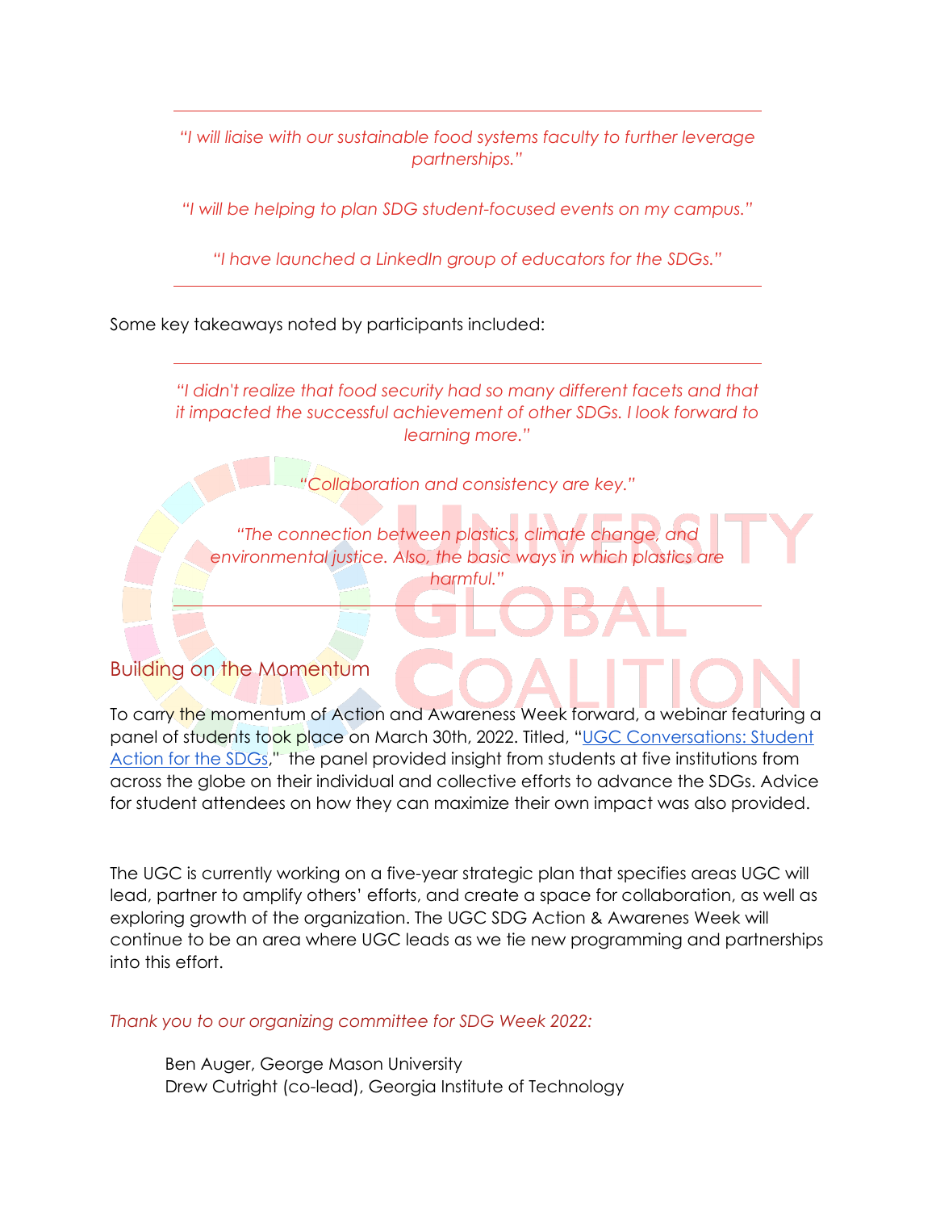---

*"I will liaise with our sustainable food systems faculty to further leverage partnerships."*

*"I will be helping to plan SDG student-focused events on my campus."*

*"I have launched a LinkedIn group of educators for the SDGs."*

---

Some key takeaways noted by participants included:

---

*"I didn't realize that food security had so many different facets and that it impacted the successful achievement of other SDGs. I look forward to learning more."*

*"Collaboration and consistency are key."*

*"The connection between plastics, climate change, and environmental justice. Also, the basic ways in which plastics are harmful."*

---

## Building on the Momentum

To carry the momentum of Action and Awareness Week forward, a webinar featuring a panel of students took place on March 30th, 2022. Titled, "UGC Conversations: Student Action for the SDGs," the panel provided insight from students at five institutions from across the globe on their individual and collective efforts to advance the SDGs. Advice for student attendees on how they can maximize their own impact was also provided.

The UGC is currently working on a five-year strategic plan that specifies areas UGC will lead, partner to amplify others' efforts, and create a space for collaboration, as well as exploring growth of the organization. The UGC SDG Action & Awarenes Week will continue to be an area where UGC leads as we tie new programming and partnerships into this effort.

*Thank you to our organizing committee for SDG Week 2022:*

Ben Auger, George Mason University
Drew Cutright (co-lead), Georgia Institute of Technology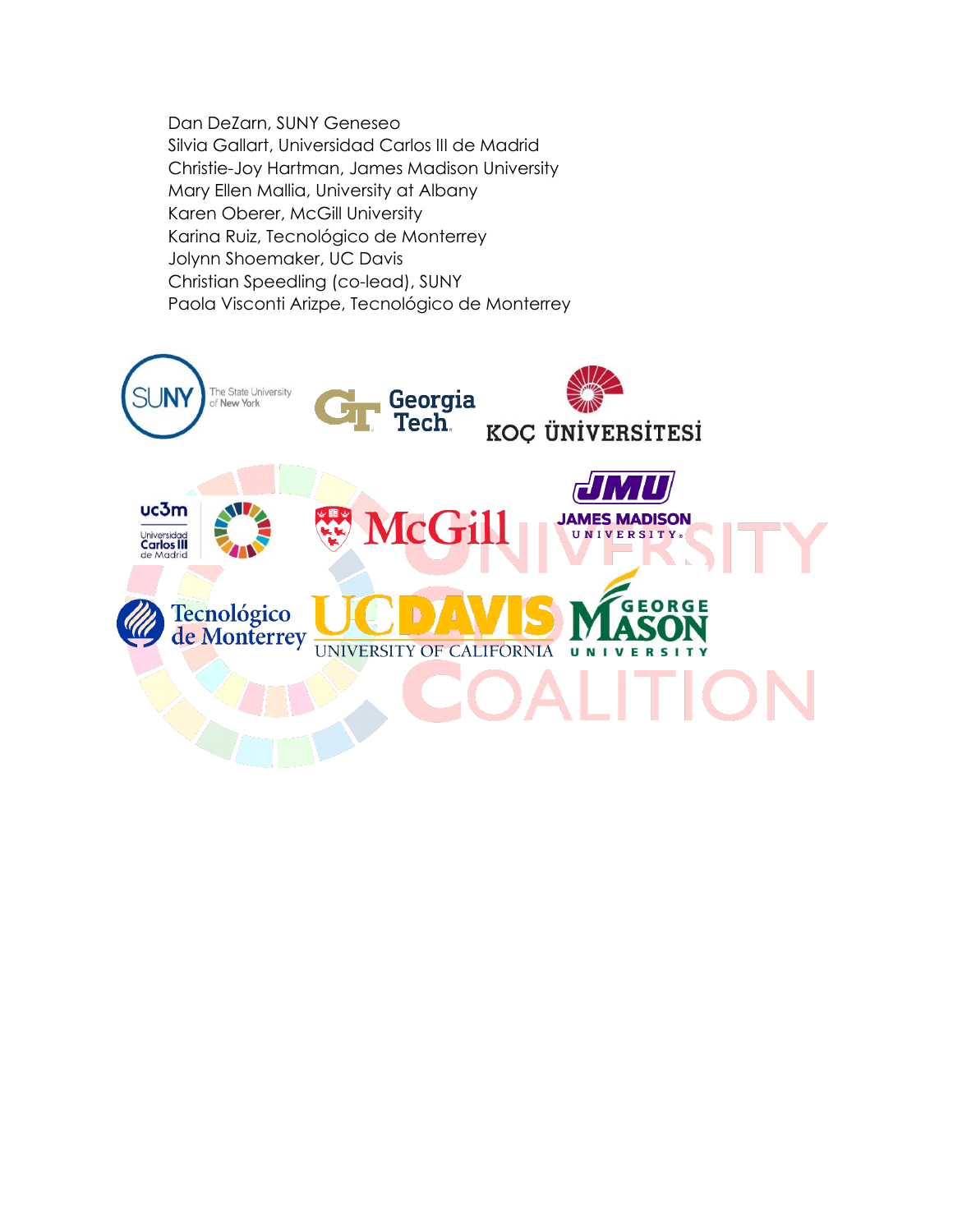Dan DeZarn, SUNY Geneseo
Silvia Gallart, Universidad Carlos III de Madrid
Christie-Joy Hartman, James Madison University
Mary Ellen Mallia, University at Albany
Karen Oberer, McGill University
Karina Ruiz, Tecnológico de Monterrey
Jolynn Shoemaker, UC Davis
Christian Speedling (co-lead), SUNY
Paola Visconti Arizpe, Tecnológico de Monterrey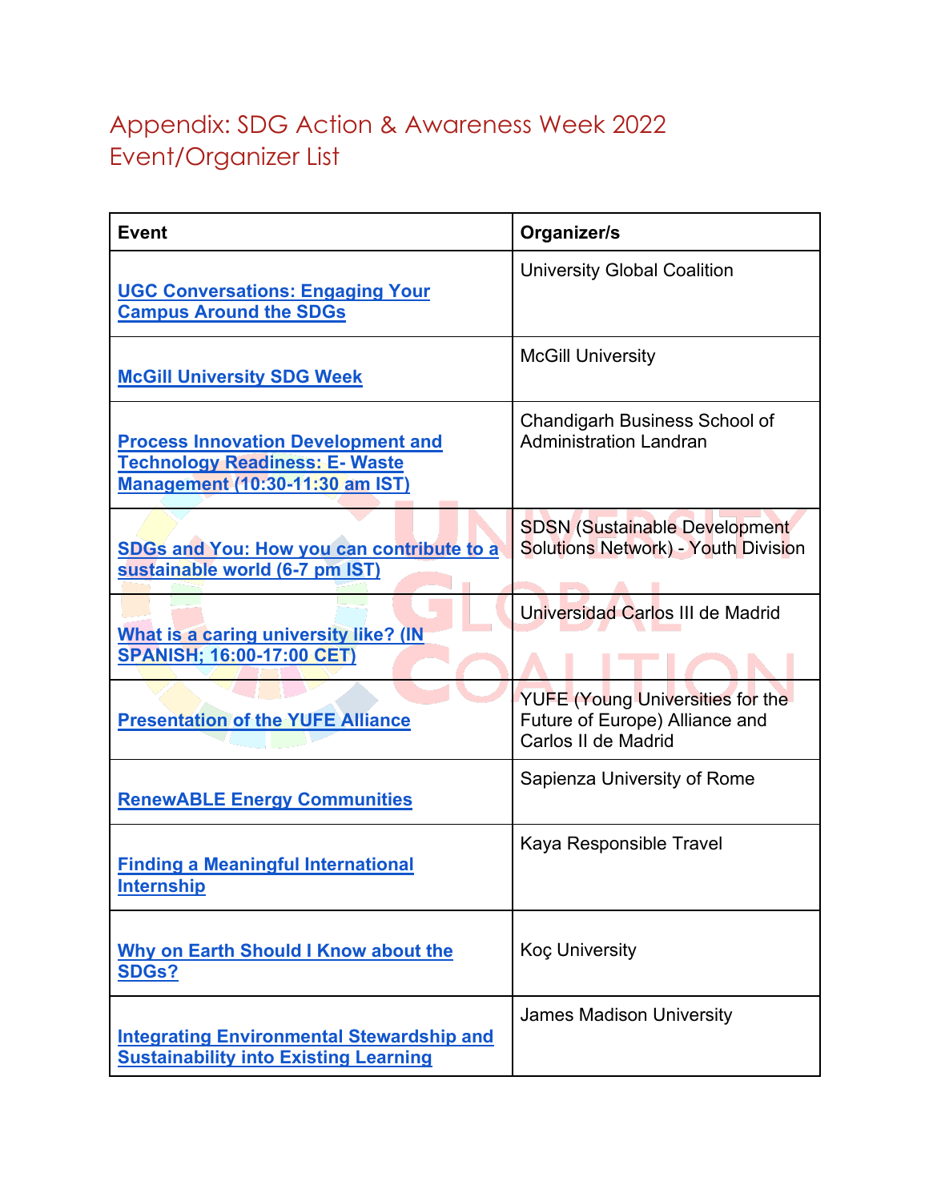# Appendix: SDG Action & Awareness Week 2022 Event/Organizer List

| Event | Organizer/s |
|---|---|
| **UGC Conversations: Engaging Your Campus Around the SDGs** | University Global Coalition |
| **McGill University SDG Week** | McGill University |
| **Process Innovation Development and Technology Readiness: E- Waste Management (10:30-11:30 am IST)** | Chandigarh Business School of Administration Landran |
| **SDGs and You: How you can contribute to a sustainable world (6-7 pm IST)** | SDSN (Sustainable Development Solutions Network) - Youth Division |
| **What is a caring university like? (IN SPANISH; 16:00-17:00 CET)** | Universidad Carlos III de Madrid |
| **Presentation of the YUFE Alliance** | YUFE (Young Universities for the Future of Europe) Alliance and Carlos II de Madrid |
| **RenewABLE Energy Communities** | Sapienza University of Rome |
| **Finding a Meaningful International Internship** | Kaya Responsible Travel |
| **Why on Earth Should I Know about the SDGs?** | Koç University |
| **Integrating Environmental Stewardship and Sustainability into Existing Learning** | James Madison University |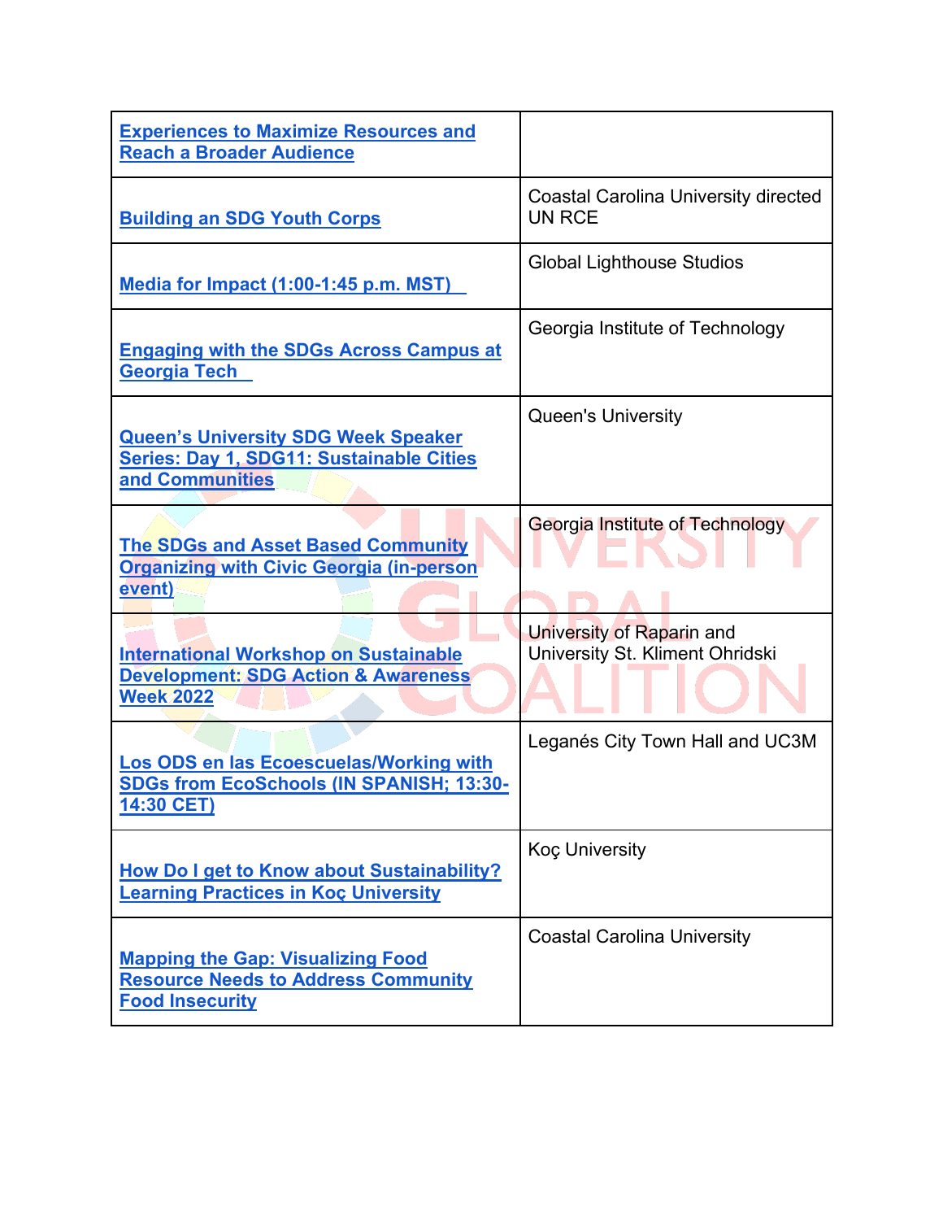| | |
|---|---|
| Experiences to Maximize Resources and Reach a Broader Audience | |
| Building an SDG Youth Corps | Coastal Carolina University directed UN RCE |
| Media for Impact (1:00-1:45 p.m. MST) | Global Lighthouse Studios |
| Engaging with the SDGs Across Campus at Georgia Tech | Georgia Institute of Technology |
| Queen's University SDG Week Speaker Series: Day 1, SDG11: Sustainable Cities and Communities | Queen's University |
| The SDGs and Asset Based Community Organizing with Civic Georgia (in-person event) | Georgia Institute of Technology |
| International Workshop on Sustainable Development: SDG Action & Awareness Week 2022 | University of Raparin and University St. Kliment Ohridski |
| Los ODS en las Ecoescuelas/Working with SDGs from EcoSchools (IN SPANISH; 13:30-14:30 CET) | Leganés City Town Hall and UC3M |
| How Do I get to Know about Sustainability? Learning Practices in Koç University | Koç University |
| Mapping the Gap: Visualizing Food Resource Needs to Address Community Food Insecurity | Coastal Carolina University |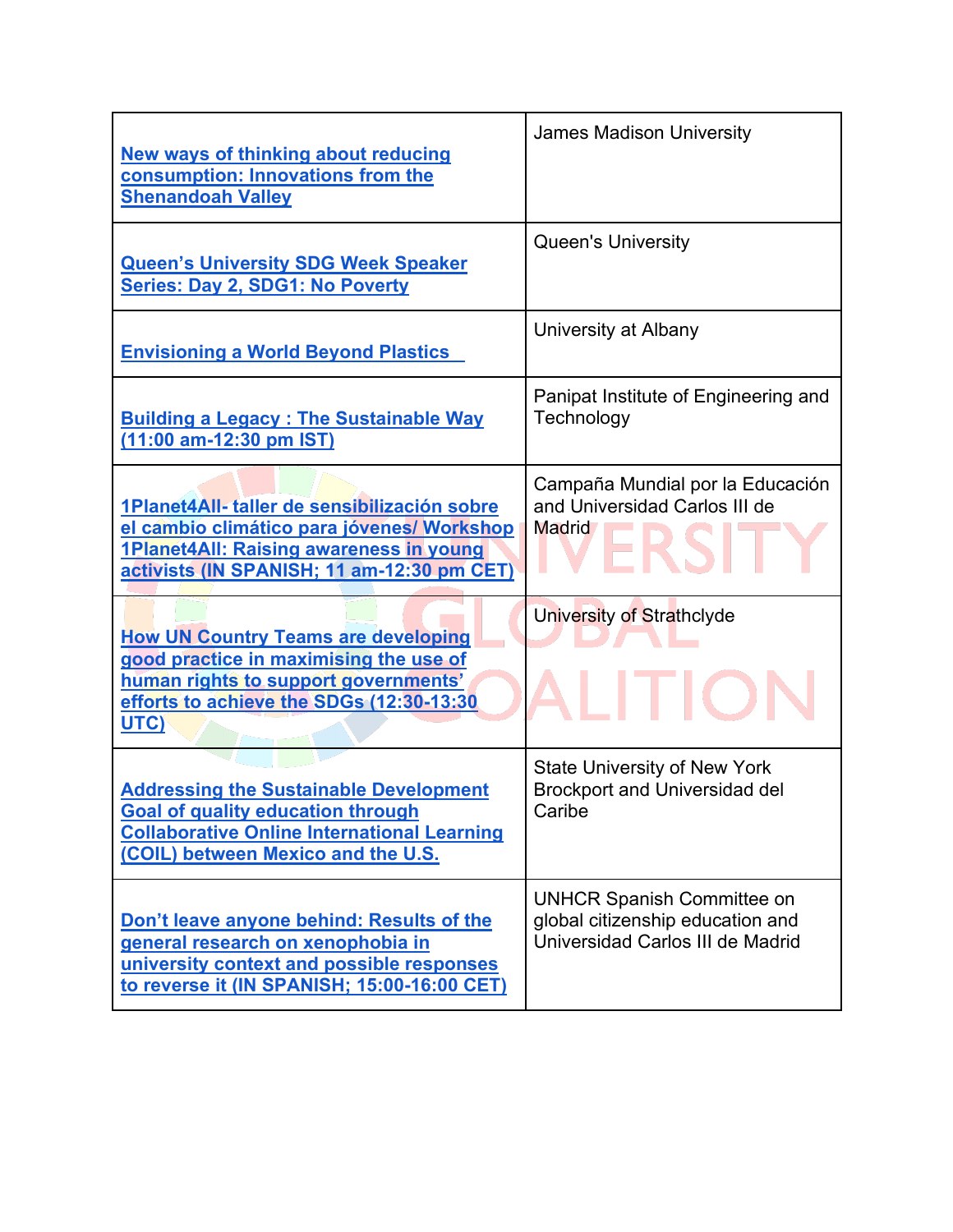| | |
|---|---|
| New ways of thinking about reducing consumption: Innovations from the Shenandoah Valley | James Madison University |
| Queen's University SDG Week Speaker Series: Day 2, SDG1: No Poverty | Queen's University |
| Envisioning a World Beyond Plastics | University at Albany |
| Building a Legacy : The Sustainable Way (11:00 am-12:30 pm IST) | Panipat Institute of Engineering and Technology |
| 1Planet4All- taller de sensibilización sobre el cambio climático para jóvenes/ Workshop 1Planet4All: Raising awareness in young activists (IN SPANISH; 11 am-12:30 pm CET) | Campaña Mundial por la Educación and Universidad Carlos III de Madrid |
| How UN Country Teams are developing good practice in maximising the use of human rights to support governments' efforts to achieve the SDGs (12:30-13:30 UTC) | University of Strathclyde |
| Addressing the Sustainable Development Goal of quality education through Collaborative Online International Learning (COIL) between Mexico and the U.S. | State University of New York Brockport and Universidad del Caribe |
| Don't leave anyone behind: Results of the general research on xenophobia in university context and possible responses to reverse it (IN SPANISH; 15:00-16:00 CET) | UNHCR Spanish Committee on global citizenship education and Universidad Carlos III de Madrid |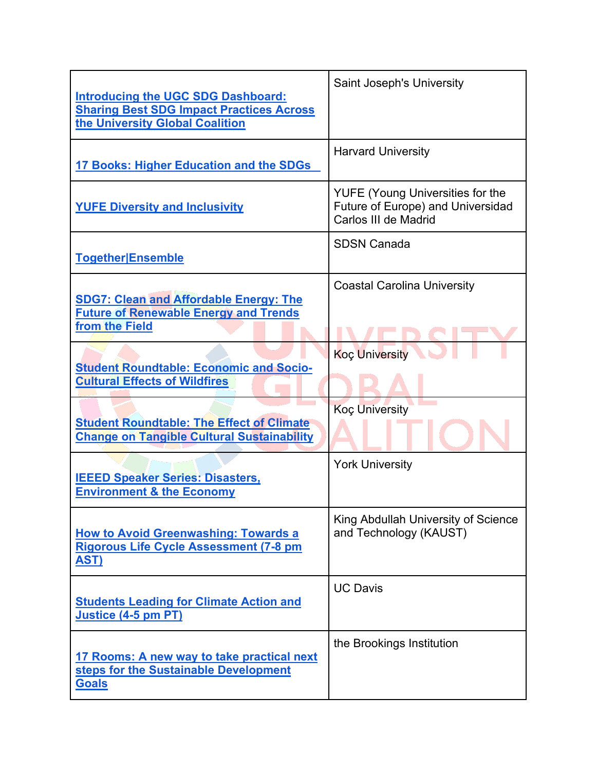| | |
|---|---|
| **Introducing the UGC SDG Dashboard: Sharing Best SDG Impact Practices Across the University Global Coalition** | Saint Joseph's University |
| **17 Books: Higher Education and the SDGs** | Harvard University |
| **YUFE Diversity and Inclusivity** | YUFE (Young Universities for the Future of Europe) and Universidad Carlos III de Madrid |
| **Together\|Ensemble** | SDSN Canada |
| **SDG7: Clean and Affordable Energy: The Future of Renewable Energy and Trends from the Field** | Coastal Carolina University |
| **Student Roundtable: Economic and Socio-Cultural Effects of Wildfires** | Koç University |
| **Student Roundtable: The Effect of Climate Change on Tangible Cultural Sustainability** | Koç University |
| **IEEED Speaker Series: Disasters, Environment & the Economy** | York University |
| **How to Avoid Greenwashing: Towards a Rigorous Life Cycle Assessment (7-8 pm AST)** | King Abdullah University of Science and Technology (KAUST) |
| **Students Leading for Climate Action and Justice (4-5 pm PT)** | UC Davis |
| **17 Rooms: A new way to take practical next steps for the Sustainable Development Goals** | the Brookings Institution |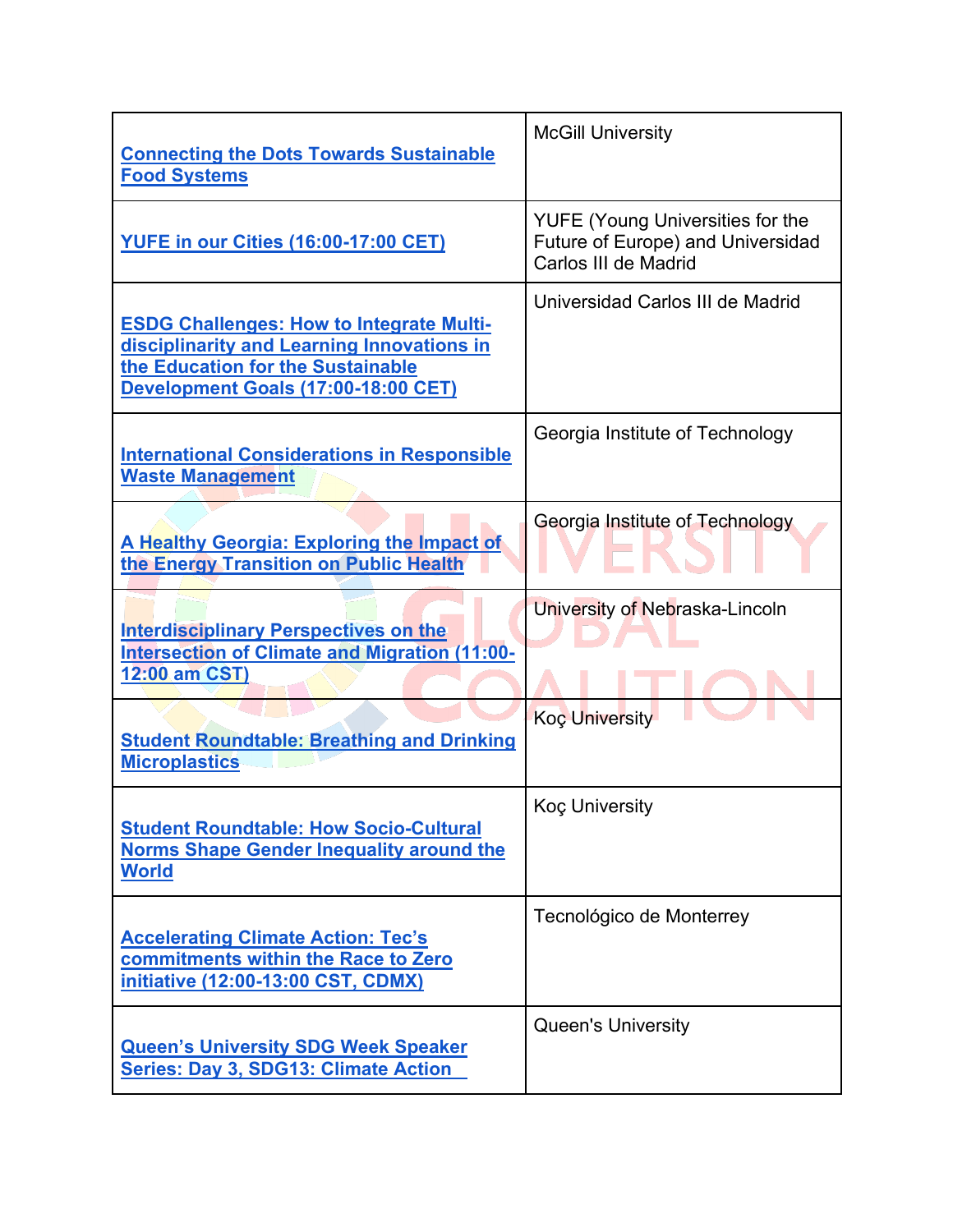| Connecting the Dots Towards Sustainable Food Systems | McGill University |
|---|---|
| YUFE in our Cities (16:00-17:00 CET) | YUFE (Young Universities for the Future of Europe) and Universidad Carlos III de Madrid |
| ESDG Challenges: How to Integrate Multi-disciplinarity and Learning Innovations in the Education for the Sustainable Development Goals (17:00-18:00 CET) | Universidad Carlos III de Madrid |
| International Considerations in Responsible Waste Management | Georgia Institute of Technology |
| A Healthy Georgia: Exploring the Impact of the Energy Transition on Public Health | Georgia Institute of Technology |
| Interdisciplinary Perspectives on the Intersection of Climate and Migration (11:00-12:00 am CST) | University of Nebraska-Lincoln |
| Student Roundtable: Breathing and Drinking Microplastics | Koç University |
| Student Roundtable: How Socio-Cultural Norms Shape Gender Inequality around the World | Koç University |
| Accelerating Climate Action: Tec's commitments within the Race to Zero initiative (12:00-13:00 CST, CDMX) | Tecnológico de Monterrey |
| Queen's University SDG Week Speaker Series: Day 3, SDG13: Climate Action | Queen's University |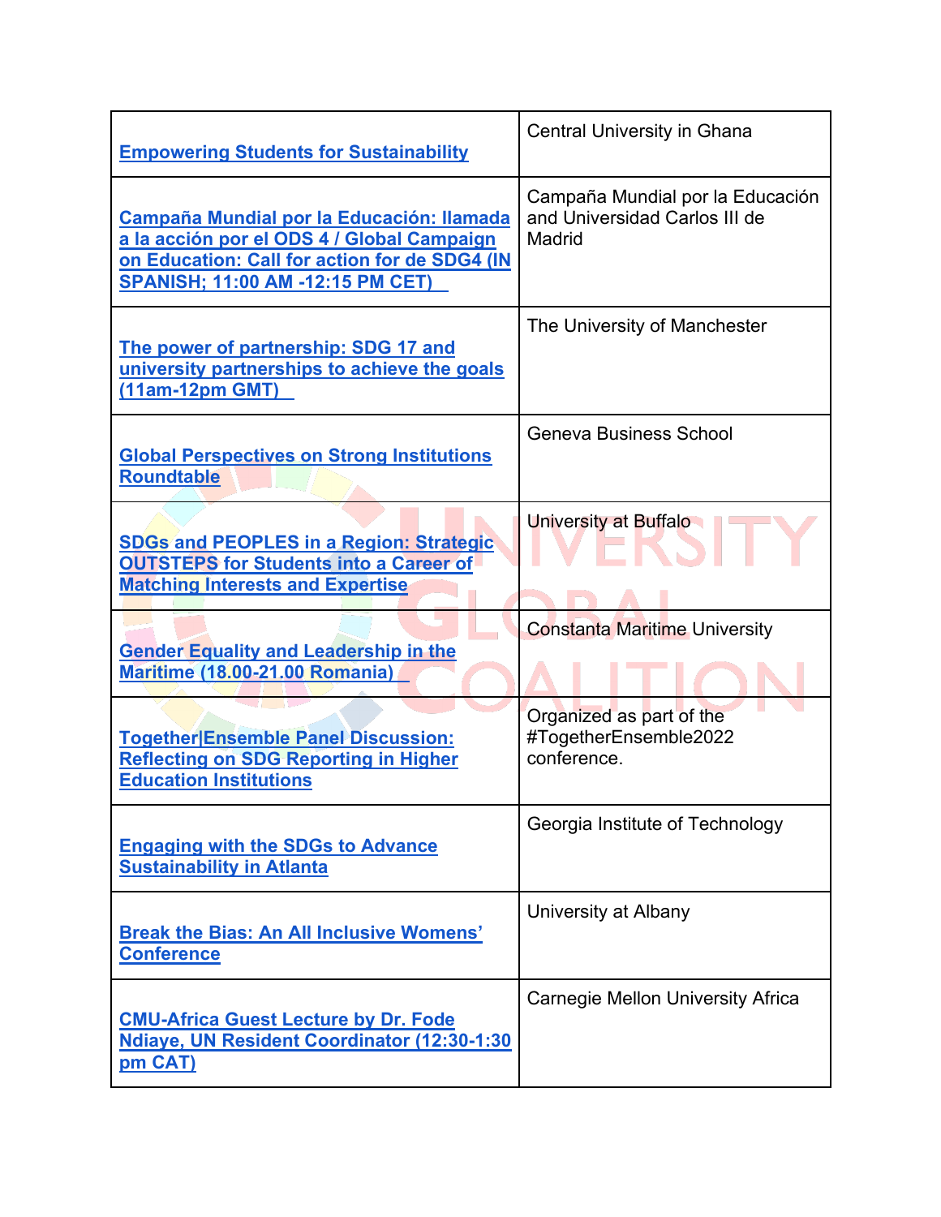| | |
|---|---|
| **Empowering Students for Sustainability** | Central University in Ghana |
| **Campaña Mundial por la Educación: llamada a la acción por el ODS 4 / Global Campaign on Education: Call for action for de SDG4 (IN SPANISH; 11:00 AM -12:15 PM CET)** | Campaña Mundial por la Educación and Universidad Carlos III de Madrid |
| **The power of partnership: SDG 17 and university partnerships to achieve the goals (11am-12pm GMT)** | The University of Manchester |
| **Global Perspectives on Strong Institutions Roundtable** | Geneva Business School |
| **SDGs and PEOPLES in a Region: Strategic OUTSTEPS for Students into a Career of Matching Interests and Expertise** | University at Buffalo |
| **Gender Equality and Leadership in the Maritime (18.00-21.00 Romania)** | Constanta Maritime University |
| **Together\|Ensemble Panel Discussion: Reflecting on SDG Reporting in Higher Education Institutions** | Organized as part of the #TogetherEnsemble2022 conference. |
| **Engaging with the SDGs to Advance Sustainability in Atlanta** | Georgia Institute of Technology |
| **Break the Bias: An All Inclusive Womens' Conference** | University at Albany |
| **CMU-Africa Guest Lecture by Dr. Fode Ndiaye, UN Resident Coordinator (12:30-1:30 pm CAT)** | Carnegie Mellon University Africa |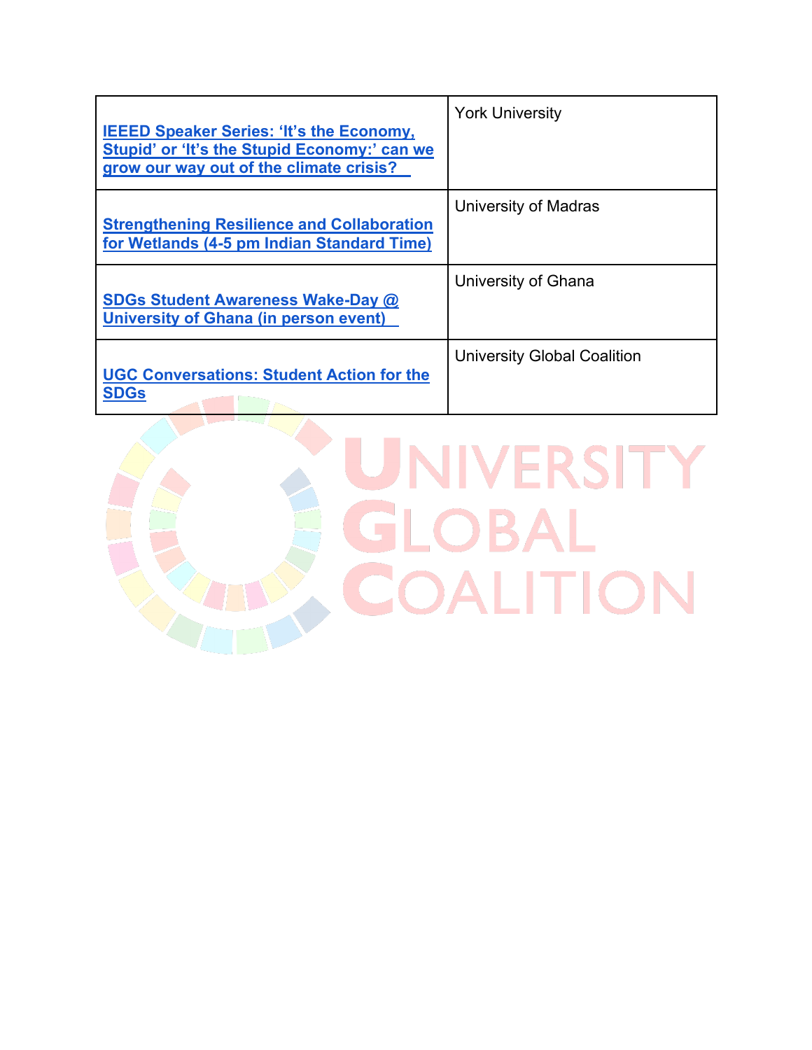| | |
|---|---|
| **IEEED Speaker Series: 'It's the Economy, Stupid' or 'It's the Stupid Economy:' can we grow our way out of the climate crisis?** | York University |
| **Strengthening Resilience and Collaboration for Wetlands (4-5 pm Indian Standard Time)** | University of Madras |
| **SDGs Student Awareness Wake-Day @ University of Ghana (in person event)** | University of Ghana |
| **UGC Conversations: Student Action for the SDGs** | University Global Coalition |